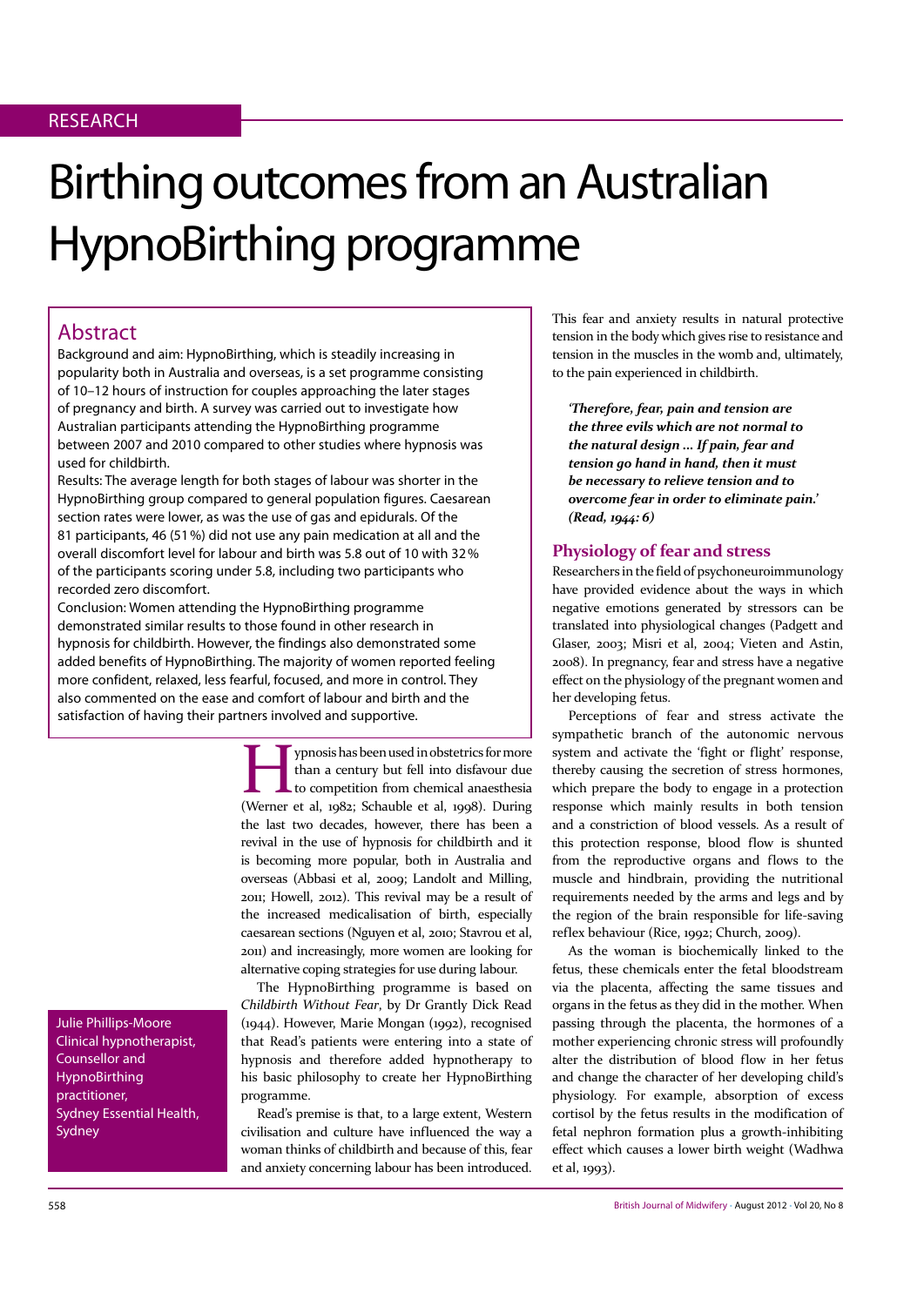RESEARCH

# Birthing outcomes from an Australian HypnoBirthing programme

## Abstract

Background and aim: HypnoBirthing, which is steadily increasing in popularity both in Australia and overseas, is a set programme consisting of 10–12 hours of instruction for couples approaching the later stages of pregnancy and birth. A survey was carried out to investigate how Australian participants attending the HypnoBirthing programme between 2007 and 2010 compared to other studies where hypnosis was used for childbirth.

Results: The average length for both stages of labour was shorter in the HypnoBirthing group compared to general population figures. Caesarean section rates were lower, as was the use of gas and epidurals. Of the 81 participants, 46 (51%) did not use any pain medication at all and the overall discomfort level for labour and birth was 5.8 out of 10 with 32% of the participants scoring under 5.8, including two participants who recorded zero discomfort.

Conclusion: Women attending the HypnoBirthing programme demonstrated similar results to those found in other research in hypnosis for childbirth. However, the findings also demonstrated some added benefits of HypnoBirthing. The majority of women reported feeling more confident, relaxed, less fearful, focused, and more in control. They also commented on the ease and comfort of labour and birth and the satisfaction of having their partners involved and supportive.

Julie Phillips-Moore
Clinical hypnotherapist, Counsellor and HypnoBirthing practitioner,
Sydney Essential Health, Sydney

Hypnosis has been used in obstetrics for more than a century but fell into disfavour due to competition from chemical anaesthesia (Werner et al, 1982; Schauble et al, 1998). During the last two decades, however, there has been a revival in the use of hypnosis for childbirth and it is becoming more popular, both in Australia and overseas (Abbasi et al, 2009; Landolt and Milling, 2011; Howell, 2012). This revival may be a result of the increased medicalisation of birth, especially caesarean sections (Nguyen et al, 2010; Stavrou et al, 2011) and increasingly, more women are looking for alternative coping strategies for use during labour.

The HypnoBirthing programme is based on *Childbirth Without Fear*, by Dr Grantly Dick Read (1944). However, Marie Mongan (1992), recognised that Read's patients were entering into a state of hypnosis and therefore added hypnotherapy to his basic philosophy to create her HypnoBirthing programme.

Read's premise is that, to a large extent, Western civilisation and culture have influenced the way a woman thinks of childbirth and because of this, fear and anxiety concerning labour has been introduced. This fear and anxiety results in natural protective tension in the body which gives rise to resistance and tension in the muscles in the womb and, ultimately, to the pain experienced in childbirth.

> ***'Therefore, fear, pain and tension are the three evils which are not normal to the natural design ... If pain, fear and tension go hand in hand, then it must be necessary to relieve tension and to overcome fear in order to eliminate pain.' (Read, 1944: 6)***

### Physiology of fear and stress

Researchers in the field of psychoneuroimmunology have provided evidence about the ways in which negative emotions generated by stressors can be translated into physiological changes (Padgett and Glaser, 2003; Misri et al, 2004; Vieten and Astin, 2008). In pregnancy, fear and stress have a negative effect on the physiology of the pregnant women and her developing fetus.

Perceptions of fear and stress activate the sympathetic branch of the autonomic nervous system and activate the 'fight or flight' response, thereby causing the secretion of stress hormones, which prepare the body to engage in a protection response which mainly results in both tension and a constriction of blood vessels. As a result of this protection response, blood flow is shunted from the reproductive organs and flows to the muscle and hindbrain, providing the nutritional requirements needed by the arms and legs and by the region of the brain responsible for life-saving reflex behaviour (Rice, 1992; Church, 2009).

As the woman is biochemically linked to the fetus, these chemicals enter the fetal bloodstream via the placenta, affecting the same tissues and organs in the fetus as they did in the mother. When passing through the placenta, the hormones of a mother experiencing chronic stress will profoundly alter the distribution of blood flow in her fetus and change the character of her developing child's physiology. For example, absorption of excess cortisol by the fetus results in the modification of fetal nephron formation plus a growth-inhibiting effect which causes a lower birth weight (Wadhwa et al, 1993).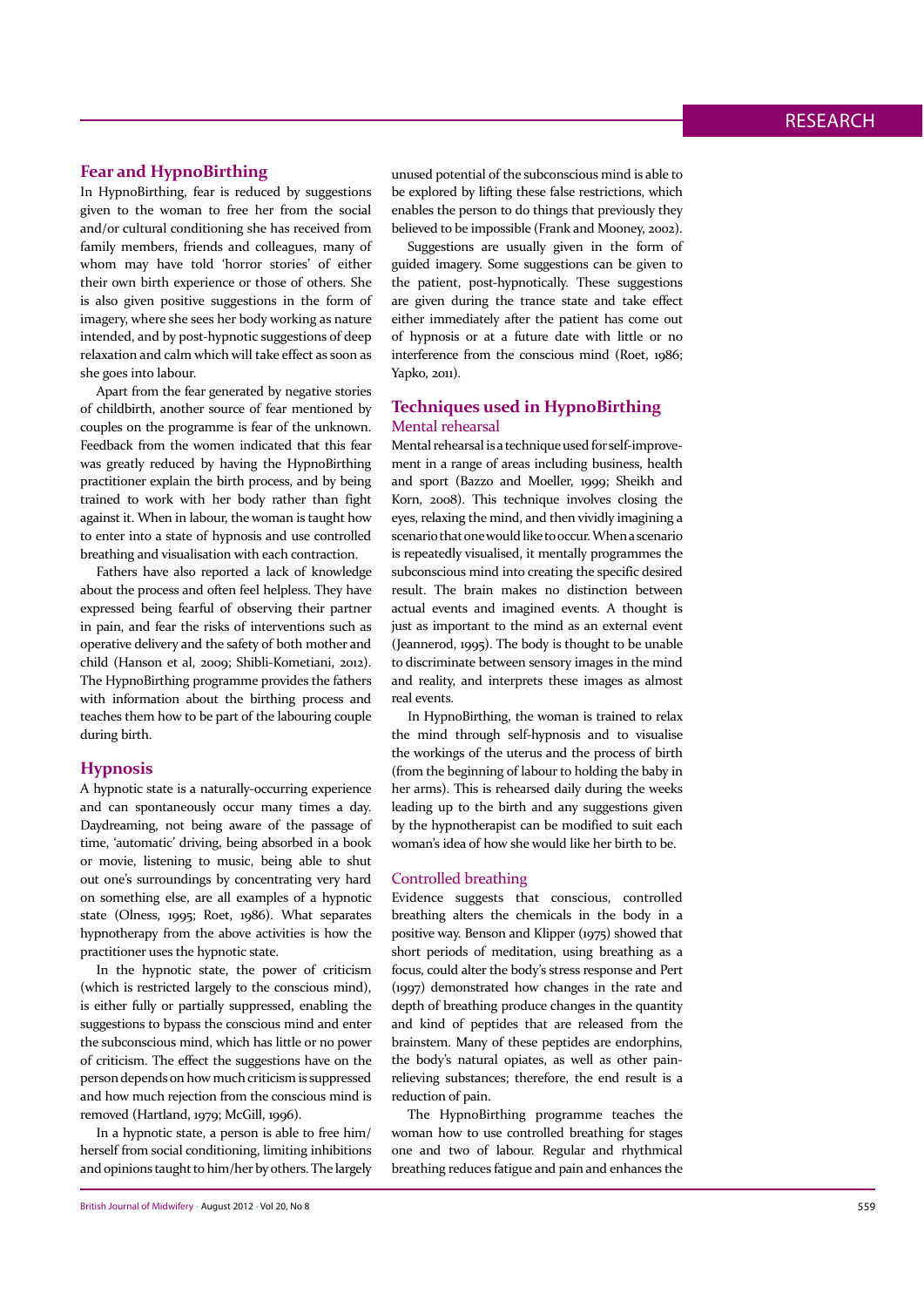## Fear and HypnoBirthing

In HypnoBirthing, fear is reduced by suggestions given to the woman to free her from the social and/or cultural conditioning she has received from family members, friends and colleagues, many of whom may have told 'horror stories' of either their own birth experience or those of others. She is also given positive suggestions in the form of imagery, where she sees her body working as nature intended, and by post-hypnotic suggestions of deep relaxation and calm which will take effect as soon as she goes into labour.

Apart from the fear generated by negative stories of childbirth, another source of fear mentioned by couples on the programme is fear of the unknown. Feedback from the women indicated that this fear was greatly reduced by having the HypnoBirthing practitioner explain the birth process, and by being trained to work with her body rather than fight against it. When in labour, the woman is taught how to enter into a state of hypnosis and use controlled breathing and visualisation with each contraction.

Fathers have also reported a lack of knowledge about the process and often feel helpless. They have expressed being fearful of observing their partner in pain, and fear the risks of interventions such as operative delivery and the safety of both mother and child (Hanson et al, 2009; Shibli-Kometiani, 2012). The HypnoBirthing programme provides the fathers with information about the birthing process and teaches them how to be part of the labouring couple during birth.

## Hypnosis

A hypnotic state is a naturally-occurring experience and can spontaneously occur many times a day. Daydreaming, not being aware of the passage of time, 'automatic' driving, being absorbed in a book or movie, listening to music, being able to shut out one's surroundings by concentrating very hard on something else, are all examples of a hypnotic state (Olness, 1995; Roet, 1986). What separates hypnotherapy from the above activities is how the practitioner uses the hypnotic state.

In the hypnotic state, the power of criticism (which is restricted largely to the conscious mind), is either fully or partially suppressed, enabling the suggestions to bypass the conscious mind and enter the subconscious mind, which has little or no power of criticism. The effect the suggestions have on the person depends on how much criticism is suppressed and how much rejection from the conscious mind is removed (Hartland, 1979; McGill, 1996).

In a hypnotic state, a person is able to free him/herself from social conditioning, limiting inhibitions and opinions taught to him/her by others. The largely unused potential of the subconscious mind is able to be explored by lifting these false restrictions, which enables the person to do things that previously they believed to be impossible (Frank and Mooney, 2002).

Suggestions are usually given in the form of guided imagery. Some suggestions can be given to the patient, post-hypnotically. These suggestions are given during the trance state and take effect either immediately after the patient has come out of hypnosis or at a future date with little or no interference from the conscious mind (Roet, 1986; Yapko, 2011).

## Techniques used in HypnoBirthing

### Mental rehearsal

Mental rehearsal is a technique used for self-improvement in a range of areas including business, health and sport (Bazzo and Moeller, 1999; Sheikh and Korn, 2008). This technique involves closing the eyes, relaxing the mind, and then vividly imagining a scenario that one would like to occur. When a scenario is repeatedly visualised, it mentally programmes the subconscious mind into creating the specific desired result. The brain makes no distinction between actual events and imagined events. A thought is just as important to the mind as an external event (Jeannerod, 1995). The body is thought to be unable to discriminate between sensory images in the mind and reality, and interprets these images as almost real events.

In HypnoBirthing, the woman is trained to relax the mind through self-hypnosis and to visualise the workings of the uterus and the process of birth (from the beginning of labour to holding the baby in her arms). This is rehearsed daily during the weeks leading up to the birth and any suggestions given by the hypnotherapist can be modified to suit each woman's idea of how she would like her birth to be.

### Controlled breathing

Evidence suggests that conscious, controlled breathing alters the chemicals in the body in a positive way. Benson and Klipper (1975) showed that short periods of meditation, using breathing as a focus, could alter the body's stress response and Pert (1997) demonstrated how changes in the rate and depth of breathing produce changes in the quantity and kind of peptides that are released from the brainstem. Many of these peptides are endorphins, the body's natural opiates, as well as other pain-relieving substances; therefore, the end result is a reduction of pain.

The HypnoBirthing programme teaches the woman how to use controlled breathing for stages one and two of labour. Regular and rhythmical breathing reduces fatigue and pain and enhances the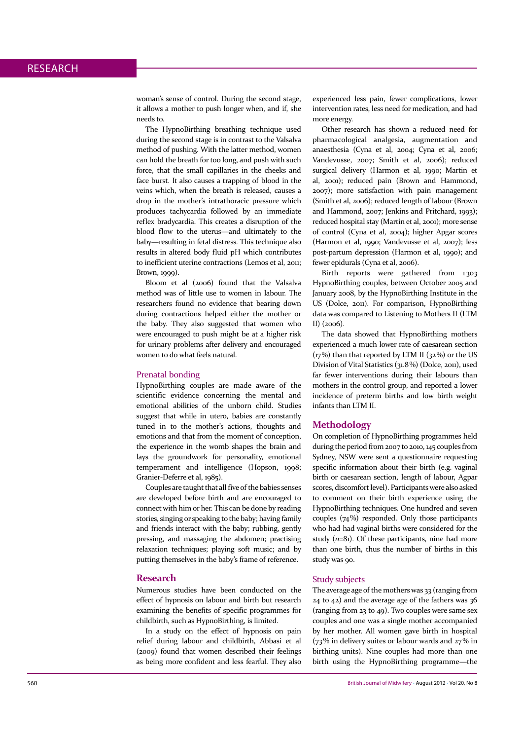woman's sense of control. During the second stage, it allows a mother to push longer when, and if, she needs to.

The HypnoBirthing breathing technique used during the second stage is in contrast to the Valsalva method of pushing. With the latter method, women can hold the breath for too long, and push with such force, that the small capillaries in the cheeks and face burst. It also causes a trapping of blood in the veins which, when the breath is released, causes a drop in the mother's intrathoracic pressure which produces tachycardia followed by an immediate reflex bradycardia. This creates a disruption of the blood flow to the uterus—and ultimately to the baby—resulting in fetal distress. This technique also results in altered body fluid pH which contributes to inefficient uterine contractions (Lemos et al, 2011; Brown, 1999).

Bloom et al (2006) found that the Valsalva method was of little use to women in labour. The researchers found no evidence that bearing down during contractions helped either the mother or the baby. They also suggested that women who were encouraged to push might be at a higher risk for urinary problems after delivery and encouraged women to do what feels natural.

### Prenatal bonding

HypnoBirthing couples are made aware of the scientific evidence concerning the mental and emotional abilities of the unborn child. Studies suggest that while in utero, babies are constantly tuned in to the mother's actions, thoughts and emotions and that from the moment of conception, the experience in the womb shapes the brain and lays the groundwork for personality, emotional temperament and intelligence (Hopson, 1998; Granier-Deferre et al, 1985).

Couples are taught that all five of the babies senses are developed before birth and are encouraged to connect with him or her. This can be done by reading stories, singing or speaking to the baby; having family and friends interact with the baby; rubbing, gently pressing, and massaging the abdomen; practising relaxation techniques; playing soft music; and by putting themselves in the baby's frame of reference.

## Research

Numerous studies have been conducted on the effect of hypnosis on labour and birth but research examining the benefits of specific programmes for childbirth, such as HypnoBirthing, is limited.

In a study on the effect of hypnosis on pain relief during labour and childbirth, Abbasi et al (2009) found that women described their feelings as being more confident and less fearful. They also experienced less pain, fewer complications, lower intervention rates, less need for medication, and had more energy.

Other research has shown a reduced need for pharmacological analgesia, augmentation and anaesthesia (Cyna et al, 2004; Cyna et al, 2006; Vandevusse, 2007; Smith et al, 2006); reduced surgical delivery (Harmon et al, 1990; Martin et al, 2001); reduced pain (Brown and Hammond, 2007); more satisfaction with pain management (Smith et al, 2006); reduced length of labour (Brown and Hammond, 2007; Jenkins and Pritchard, 1993); reduced hospital stay (Martin et al, 2001); more sense of control (Cyna et al, 2004); higher Apgar scores (Harmon et al, 1990; Vandevusse et al, 2007); less post-partum depression (Harmon et al, 1990); and fewer epidurals (Cyna et al, 2006).

Birth reports were gathered from 1 303 HypnoBirthing couples, between October 2005 and January 2008, by the HypnoBirthing Institute in the US (Dolce, 2011). For comparison, HypnoBirthing data was compared to Listening to Mothers II (LTM II) (2006).

The data showed that HypnoBirthing mothers experienced a much lower rate of caesarean section (17%) than that reported by LTM II (32%) or the US Division of Vital Statistics (31.8%) (Dolce, 2011), used far fewer interventions during their labours than mothers in the control group, and reported a lower incidence of preterm births and low birth weight infants than LTM II.

## Methodology

On completion of HypnoBirthing programmes held during the period from 2007 to 2010, 145 couples from Sydney, NSW were sent a questionnaire requesting specific information about their birth (e.g. vaginal birth or caesarean section, length of labour, Agpar scores, discomfort level). Participants were also asked to comment on their birth experience using the HypnoBirthing techniques. One hundred and seven couples (74%) responded. Only those participants who had had vaginal births were considered for the study (*n*=81). Of these participants, nine had more than one birth, thus the number of births in this study was 90.

### Study subjects

The average age of the mothers was 33 (ranging from 24 to 42) and the average age of the fathers was 36 (ranging from 23 to 49). Two couples were same sex couples and one was a single mother accompanied by her mother. All women gave birth in hospital (73% in delivery suites or labour wards and 27% in birthing units). Nine couples had more than one birth using the HypnoBirthing programme—the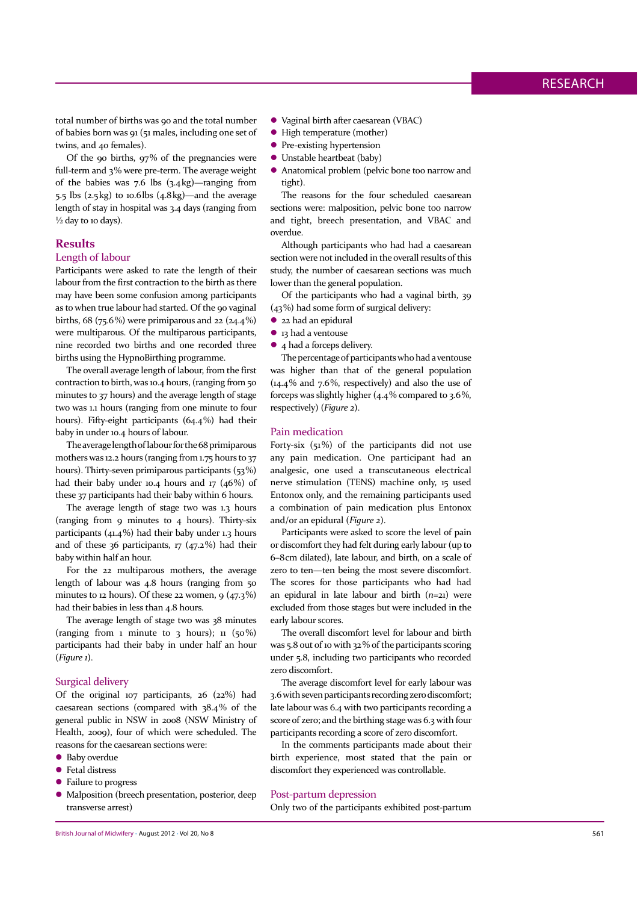total number of births was 90 and the total number of babies born was 91 (51 males, including one set of twins, and 40 females).

Of the 90 births, 97% of the pregnancies were full-term and 3% were pre-term. The average weight of the babies was 7.6 lbs (3.4 kg)—ranging from 5.5 lbs (2.5 kg) to 10.6 lbs (4.8 kg)—and the average length of stay in hospital was 3.4 days (ranging from ½ day to 10 days).

## Results

### Length of labour

Participants were asked to rate the length of their labour from the first contraction to the birth as there may have been some confusion among participants as to when true labour had started. Of the 90 vaginal births, 68 (75.6%) were primiparous and 22 (24.4%) were multiparous. Of the multiparous participants, nine recorded two births and one recorded three births using the HypnoBirthing programme.

The overall average length of labour, from the first contraction to birth, was 10.4 hours, (ranging from 50 minutes to 37 hours) and the average length of stage two was 1.1 hours (ranging from one minute to four hours). Fifty-eight participants (64.4%) had their baby in under 10.4 hours of labour.

The average length of labour for the 68 primiparous mothers was 12.2 hours (ranging from 1.75 hours to 37 hours). Thirty-seven primiparous participants (53%) had their baby under 10.4 hours and 17 (46%) of these 37 participants had their baby within 6 hours.

The average length of stage two was 1.3 hours (ranging from 9 minutes to 4 hours). Thirty-six participants (41.4%) had their baby under 1.3 hours and of these 36 participants, 17 (47.2%) had their baby within half an hour.

For the 22 multiparous mothers, the average length of labour was 4.8 hours (ranging from 50 minutes to 12 hours). Of these 22 women, 9 (47.3%) had their babies in less than 4.8 hours.

The average length of stage two was 38 minutes (ranging from 1 minute to 3 hours); 11 (50%) participants had their baby in under half an hour (*Figure 1*).

### Surgical delivery

Of the original 107 participants, 26 (22%) had caesarean sections (compared with 38.4% of the general public in NSW in 2008 (NSW Ministry of Health, 2009), four of which were scheduled. The reasons for the caesarean sections were:

- Baby overdue
- Fetal distress
- Failure to progress
- Malposition (breech presentation, posterior, deep transverse arrest)
- Vaginal birth after caesarean (VBAC)
- High temperature (mother)
- Pre-existing hypertension
- Unstable heartbeat (baby)
- Anatomical problem (pelvic bone too narrow and tight).

The reasons for the four scheduled caesarean sections were: malposition, pelvic bone too narrow and tight, breech presentation, and VBAC and overdue.

Although participants who had had a caesarean section were not included in the overall results of this study, the number of caesarean sections was much lower than the general population.

Of the participants who had a vaginal birth, 39 (43%) had some form of surgical delivery:

- 22 had an epidural
- 13 had a ventouse
- 4 had a forceps delivery.

The percentage of participants who had a ventouse was higher than that of the general population (14.4% and 7.6%, respectively) and also the use of forceps was slightly higher (4.4% compared to 3.6%, respectively) (*Figure 2*).

### Pain medication

Forty-six (51%) of the participants did not use any pain medication. One participant had an analgesic, one used a transcutaneous electrical nerve stimulation (TENS) machine only, 15 used Entonox only, and the remaining participants used a combination of pain medication plus Entonox and/or an epidural (*Figure 2*).

Participants were asked to score the level of pain or discomfort they had felt during early labour (up to 6–8 cm dilated), late labour, and birth, on a scale of zero to ten—ten being the most severe discomfort. The scores for those participants who had had an epidural in late labour and birth ($n$=21) were excluded from those stages but were included in the early labour scores.

The overall discomfort level for labour and birth was 5.8 out of 10 with 32% of the participants scoring under 5.8, including two participants who recorded zero discomfort.

The average discomfort level for early labour was 3.6 with seven participants recording zero discomfort; late labour was 6.4 with two participants recording a score of zero; and the birthing stage was 6.3 with four participants recording a score of zero discomfort.

In the comments participants made about their birth experience, most stated that the pain or discomfort they experienced was controllable.

### Post-partum depression

Only two of the participants exhibited post-partum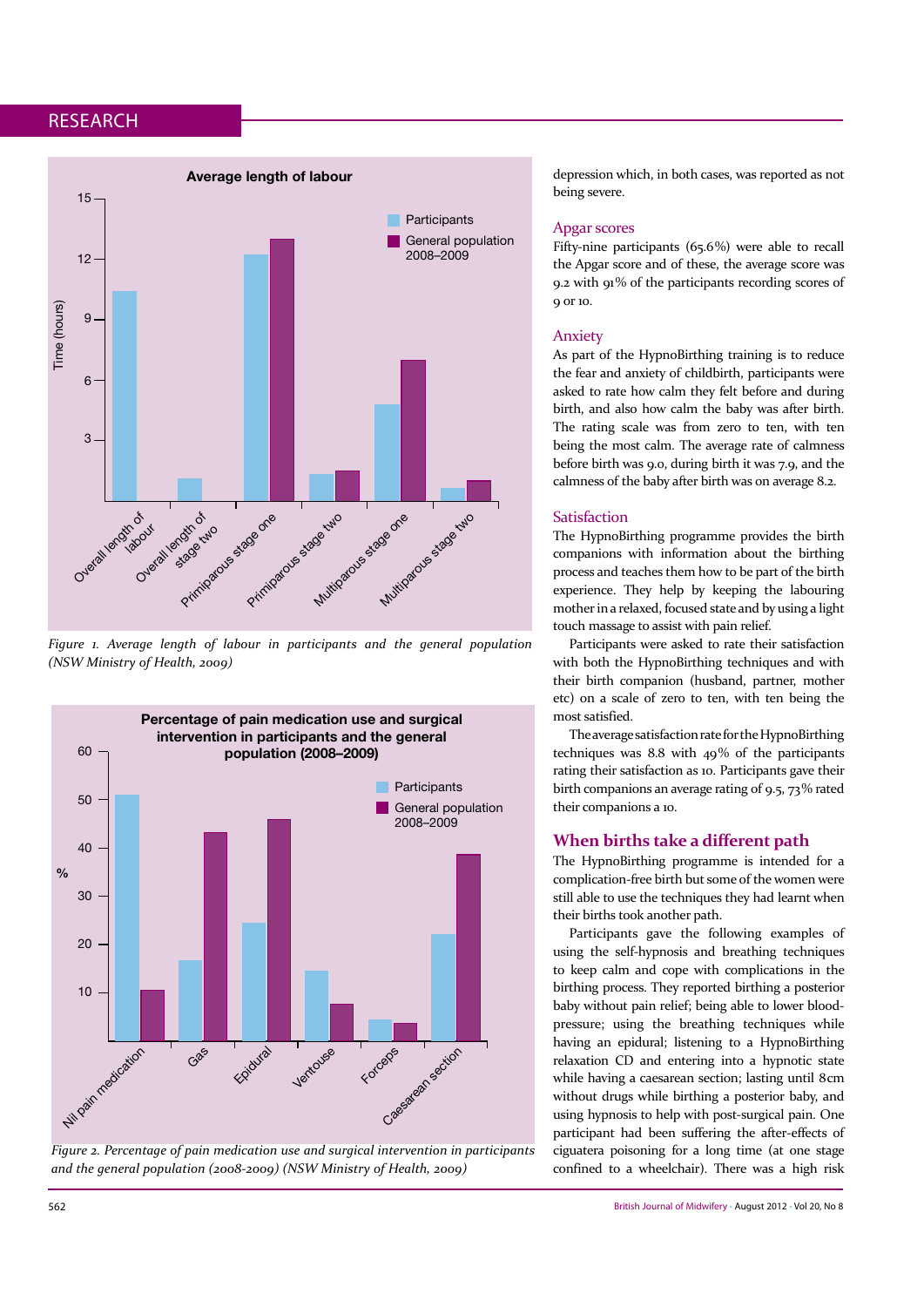Figure 1. Average length of labour in participants and the general population (NSW Ministry of Health, 2009)

Figure 2. Percentage of pain medication use and surgical intervention in participants and the general population (2008-2009) (NSW Ministry of Health, 2009)

depression which, in both cases, was reported as not being severe.

## Apgar scores

Fifty-nine participants (65.6%) were able to recall the Apgar score and of these, the average score was 9.2 with 91% of the participants recording scores of 9 or 10.

## Anxiety

As part of the HypnoBirthing training is to reduce the fear and anxiety of childbirth, participants were asked to rate how calm they felt before and during birth, and also how calm the baby was after birth. The rating scale was from zero to ten, with ten being the most calm. The average rate of calmness before birth was 9.0, during birth it was 7.9, and the calmness of the baby after birth was on average 8.2.

## Satisfaction

The HypnoBirthing programme provides the birth companions with information about the birthing process and teaches them how to be part of the birth experience. They help by keeping the labouring mother in a relaxed, focused state and by using a light touch massage to assist with pain relief.

Participants were asked to rate their satisfaction with both the HypnoBirthing techniques and with their birth companion (husband, partner, mother etc) on a scale of zero to ten, with ten being the most satisfied.

The average satisfaction rate for the HypnoBirthing techniques was 8.8 with 49% of the participants rating their satisfaction as 10. Participants gave their birth companions an average rating of 9.5, 73% rated their companions a 10.

## When births take a different path

The HypnoBirthing programme is intended for a complication-free birth but some of the women were still able to use the techniques they had learnt when their births took another path.

Participants gave the following examples of using the self-hypnosis and breathing techniques to keep calm and cope with complications in the birthing process. They reported birthing a posterior baby without pain relief; being able to lower blood-pressure; using the breathing techniques while having an epidural; listening to a HypnoBirthing relaxation CD and entering into a hypnotic state while having a caesarean section; lasting until 8cm without drugs while birthing a posterior baby, and using hypnosis to help with post-surgical pain. One participant had been suffering the after-effects of ciguatera poisoning for a long time (at one stage confined to a wheelchair). There was a high risk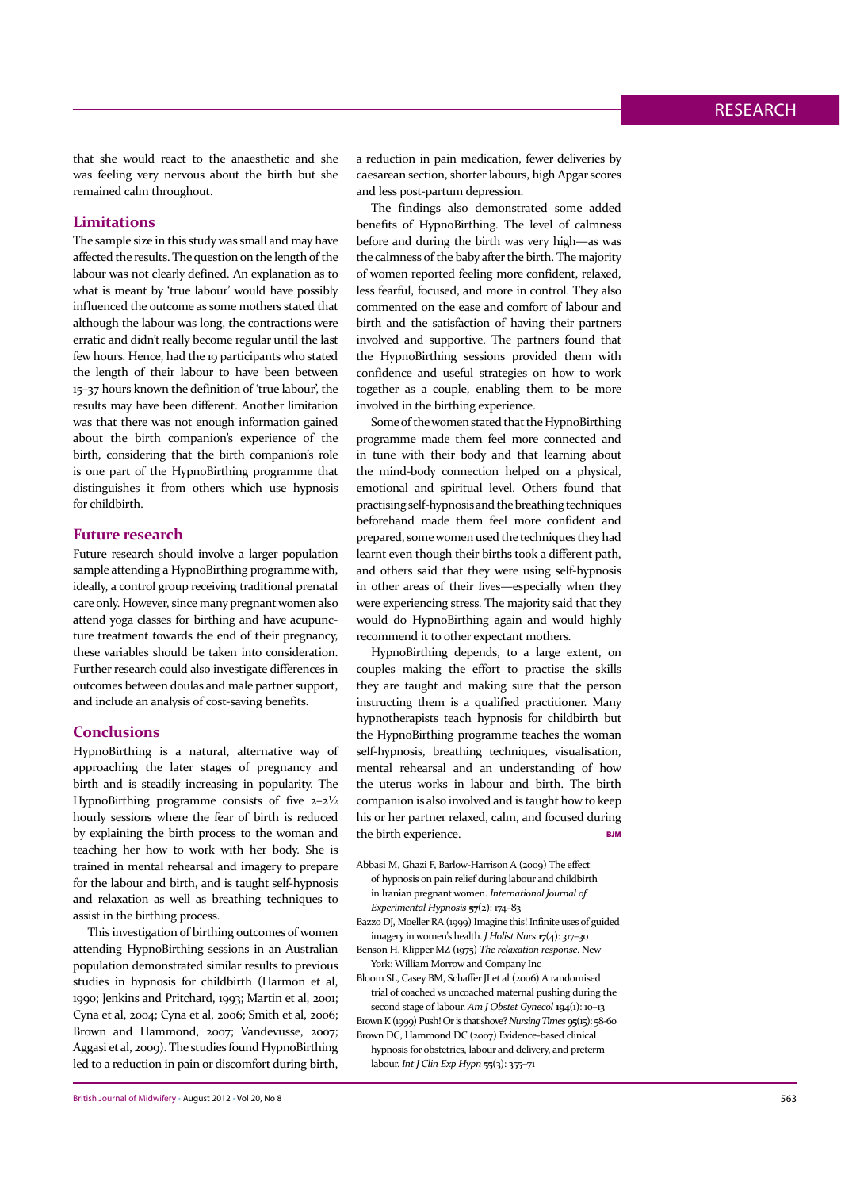that she would react to the anaesthetic and she was feeling very nervous about the birth but she remained calm throughout.

## Limitations

The sample size in this study was small and may have affected the results. The question on the length of the labour was not clearly defined. An explanation as to what is meant by 'true labour' would have possibly influenced the outcome as some mothers stated that although the labour was long, the contractions were erratic and didn't really become regular until the last few hours. Hence, had the 19 participants who stated the length of their labour to have been between 15–37 hours known the definition of 'true labour', the results may have been different. Another limitation was that there was not enough information gained about the birth companion's experience of the birth, considering that the birth companion's role is one part of the HypnoBirthing programme that distinguishes it from others which use hypnosis for childbirth.

## Future research

Future research should involve a larger population sample attending a HypnoBirthing programme with, ideally, a control group receiving traditional prenatal care only. However, since many pregnant women also attend yoga classes for birthing and have acupuncture treatment towards the end of their pregnancy, these variables should be taken into consideration. Further research could also investigate differences in outcomes between doulas and male partner support, and include an analysis of cost-saving benefits.

## Conclusions

HypnoBirthing is a natural, alternative way of approaching the later stages of pregnancy and birth and is steadily increasing in popularity. The HypnoBirthing programme consists of five 2–2½ hourly sessions where the fear of birth is reduced by explaining the birth process to the woman and teaching her how to work with her body. She is trained in mental rehearsal and imagery to prepare for the labour and birth, and is taught self-hypnosis and relaxation as well as breathing techniques to assist in the birthing process.

This investigation of birthing outcomes of women attending HypnoBirthing sessions in an Australian population demonstrated similar results to previous studies in hypnosis for childbirth (Harmon et al, 1990; Jenkins and Pritchard, 1993; Martin et al, 2001; Cyna et al, 2004; Cyna et al, 2006; Smith et al, 2006; Brown and Hammond, 2007; Vandevusse, 2007; Aggasi et al, 2009). The studies found HypnoBirthing led to a reduction in pain or discomfort during birth, a reduction in pain medication, fewer deliveries by caesarean section, shorter labours, high Apgar scores and less post-partum depression.

The findings also demonstrated some added benefits of HypnoBirthing. The level of calmness before and during the birth was very high—as was the calmness of the baby after the birth. The majority of women reported feeling more confident, relaxed, less fearful, focused, and more in control. They also commented on the ease and comfort of labour and birth and the satisfaction of having their partners involved and supportive. The partners found that the HypnoBirthing sessions provided them with confidence and useful strategies on how to work together as a couple, enabling them to be more involved in the birthing experience.

Some of the women stated that the HypnoBirthing programme made them feel more connected and in tune with their body and that learning about the mind-body connection helped on a physical, emotional and spiritual level. Others found that practising self-hypnosis and the breathing techniques beforehand made them feel more confident and prepared, some women used the techniques they had learnt even though their births took a different path, and others said that they were using self-hypnosis in other areas of their lives—especially when they were experiencing stress. The majority said that they would do HypnoBirthing again and would highly recommend it to other expectant mothers.

HypnoBirthing depends, to a large extent, on couples making the effort to practise the skills they are taught and making sure that the person instructing them is a qualified practitioner. Many hypnotherapists teach hypnosis for childbirth but the HypnoBirthing programme teaches the woman self-hypnosis, breathing techniques, visualisation, mental rehearsal and an understanding of how the uterus works in labour and birth. The birth companion is also involved and is taught how to keep his or her partner relaxed, calm, and focused during the birth experience. BJM

Abbasi M, Ghazi F, Barlow-Harrison A (2009) The effect of hypnosis on pain relief during labour and childbirth in Iranian pregnant women. *International Journal of Experimental Hypnosis* **57**(2): 174–83

Bazzo DJ, Moeller RA (1999) Imagine this! Infinite uses of guided imagery in women's health. *J Holist Nurs* **17**(4): 317–30

Benson H, Klipper MZ (1975) *The relaxation response*. New York: William Morrow and Company Inc

Bloom SL, Casey BM, Schaffer JI et al (2006) A randomised trial of coached vs uncoached maternal pushing during the second stage of labour. *Am J Obstet Gynecol* **194**(1): 10–13

Brown K (1999) Push! Or is that shove? *Nursing Times* **95**(15): 58-60

Brown DC, Hammond DC (2007) Evidence-based clinical hypnosis for obstetrics, labour and delivery, and preterm labour. *Int J Clin Exp Hypn* **55**(3): 355–71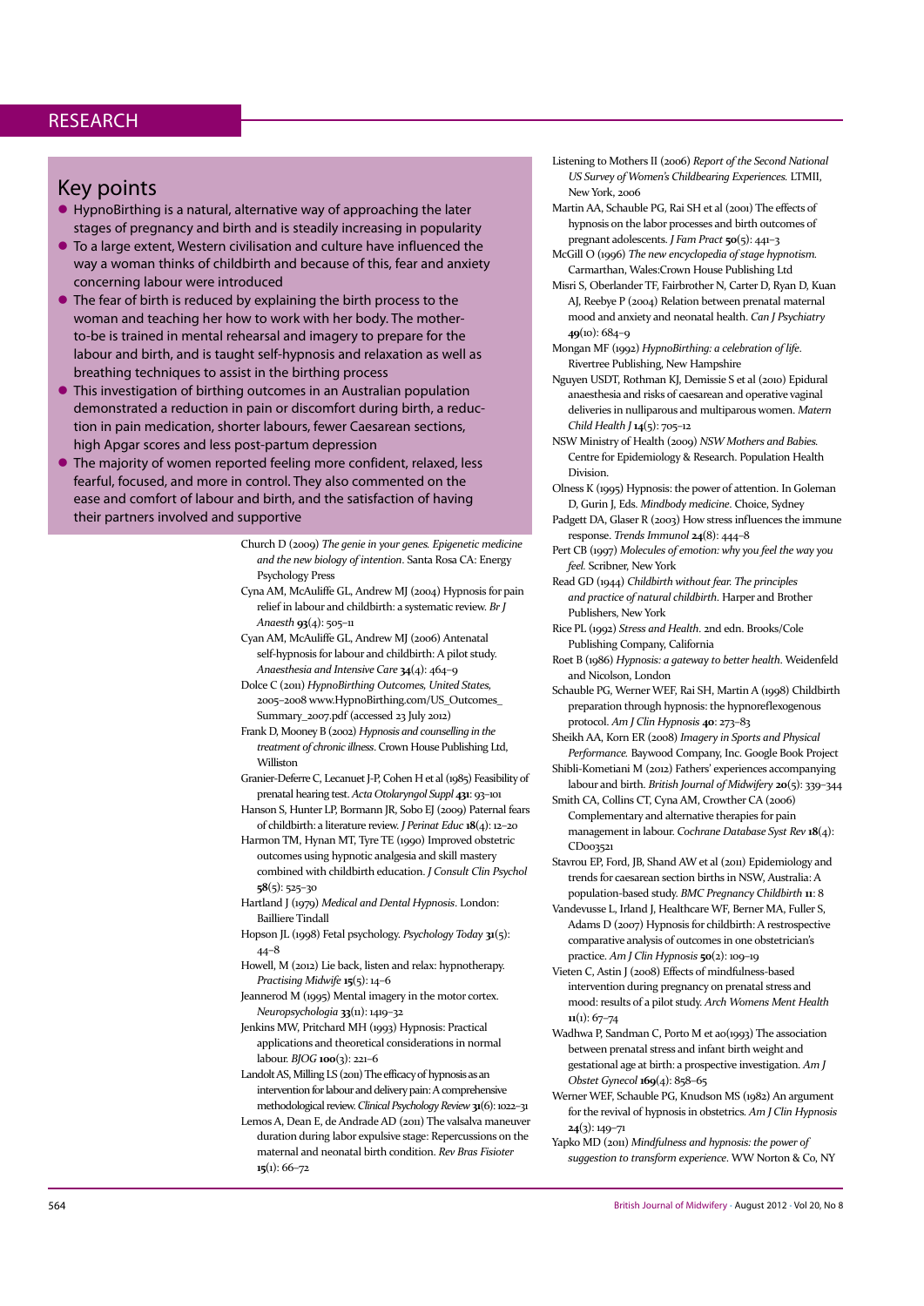## Key points

- HypnoBirthing is a natural, alternative way of approaching the later stages of pregnancy and birth and is steadily increasing in popularity
- To a large extent, Western civilisation and culture have influenced the way a woman thinks of childbirth and because of this, fear and anxiety concerning labour were introduced
- The fear of birth is reduced by explaining the birth process to the woman and teaching her how to work with her body. The mother-to-be is trained in mental rehearsal and imagery to prepare for the labour and birth, and is taught self-hypnosis and relaxation as well as breathing techniques to assist in the birthing process
- This investigation of birthing outcomes in an Australian population demonstrated a reduction in pain or discomfort during birth, a reduction in pain medication, shorter labours, fewer Caesarean sections, high Apgar scores and less post-partum depression
- The majority of women reported feeling more confident, relaxed, less fearful, focused, and more in control. They also commented on the ease and comfort of labour and birth, and the satisfaction of having their partners involved and supportive

Church D (2009) *The genie in your genes. Epigenetic medicine and the new biology of intention*. Santa Rosa CA: Energy Psychology Press

Cyna AM, McAuliffe GL, Andrew MJ (2004) Hypnosis for pain relief in labour and childbirth: a systematic review. *Br J Anaesth* **93**(4): 505–11

Cyan AM, McAuliffe GL, Andrew MJ (2006) Antenatal self-hypnosis for labour and childbirth: A pilot study. *Anaesthesia and Intensive Care* **34**(4): 464–9

Dolce C (2011) *HypnoBirthing Outcomes, United States*, 2005–2008 www.HypnoBirthing.com/US_Outcomes_Summary_2007.pdf (accessed 23 July 2012)

Frank D, Mooney B (2002) *Hypnosis and counselling in the treatment of chronic illness*. Crown House Publishing Ltd, Williston

Granier-Deferre C, Lecanuet J-P, Cohen H et al (1985) Feasibility of prenatal hearing test. *Acta Otolaryngol Suppl* **431**: 93–101

Hanson S, Hunter LP, Bormann JR, Sobo EJ (2009) Paternal fears of childbirth: a literature review. *J Perinat Educ* **18**(4): 12–20

Harmon TM, Hynan MT, Tyre TE (1990) Improved obstetric outcomes using hypnotic analgesia and skill mastery combined with childbirth education. *J Consult Clin Psychol* **58**(5): 525–30

Hartland J (1979) *Medical and Dental Hypnosis*. London: Bailliere Tindall

Hopson JL (1998) Fetal psychology. *Psychology Today* **31**(5): 44–8

Howell, M (2012) Lie back, listen and relax: hypnotherapy. *Practising Midwife* **15**(5): 14–6

Jeannerod M (1995) Mental imagery in the motor cortex. *Neuropsychologia* **33**(11): 1419–32

Jenkins MW, Pritchard MH (1993) Hypnosis: Practical applications and theoretical considerations in normal labour. *BJOG* **100**(3): 221–6

Landolt AS, Milling LS (2011) The efficacy of hypnosis as an intervention for labour and delivery pain: A comprehensive methodological review. *Clinical Psychology Review* **31**(6): 1022–31

Lemos A, Dean E, de Andrade AD (2011) The valsalva maneuver duration during labor expulsive stage: Repercussions on the maternal and neonatal birth condition. *Rev Bras Fisioter* **15**(1): 66–72

Listening to Mothers II (2006) *Report of the Second National US Survey of Women's Childbearing Experiences.* LTMII, New York, 2006

Martin AA, Schauble PG, Rai SH et al (2001) The effects of hypnosis on the labor processes and birth outcomes of pregnant adolescents. *J Fam Pract* **50**(5): 441–3

McGill O (1996) *The new encyclopedia of stage hypnotism.* Carmarthan, Wales:Crown House Publishing Ltd

Misri S, Oberlander TF, Fairbrother N, Carter D, Ryan D, Kuan AJ, Reebye P (2004) Relation between prenatal maternal mood and anxiety and neonatal health. *Can J Psychiatry* **49**(10): 684–9

Mongan MF (1992) *HypnoBirthing: a celebration of life*. Rivertree Publishing, New Hampshire

Nguyen USDT, Rothman KJ, Demissie S et al (2010) Epidural anaesthesia and risks of caesarean and operative vaginal deliveries in nulliparous and multiparous women. *Matern Child Health J* **14**(5): 705–12

NSW Ministry of Health (2009) *NSW Mothers and Babies.* Centre for Epidemiology & Research. Population Health Division.

Olness K (1995) Hypnosis: the power of attention. In Goleman D, Gurin J, Eds. *Mindbody medicine*. Choice, Sydney

Padgett DA, Glaser R (2003) How stress influences the immune response. *Trends Immunol* **24**(8): 444–8

Pert CB (1997) *Molecules of emotion: why you feel the way you feel.* Scribner, New York

Read GD (1944) *Childbirth without fear. The principles and practice of natural childbirth.* Harper and Brother Publishers, New York

Rice PL (1992) *Stress and Health*. 2nd edn. Brooks/Cole Publishing Company, California

Roet B (1986) *Hypnosis: a gateway to better health*. Weidenfeld and Nicolson, London

Schauble PG, Werner WEF, Rai SH, Martin A (1998) Childbirth preparation through hypnosis: the hypnoreflexogenous protocol. *Am J Clin Hypnosis* **40**: 273–83

Sheikh AA, Korn ER (2008) *Imagery in Sports and Physical Performance.* Baywood Company, Inc. Google Book Project

Shibli-Kometiani M (2012) Fathers' experiences accompanying labour and birth. *British Journal of Midwifery* **20**(5): 339–344

Smith CA, Collins CT, Cyna AM, Crowther CA (2006) Complementary and alternative therapies for pain management in labour. *Cochrane Database Syst Rev* **18**(4): CD003521

Stavrou EP, Ford, JB, Shand AW et al (2011) Epidemiology and trends for caesarean section births in NSW, Australia: A population-based study. *BMC Pregnancy Childbirth* **11**: 8

Vandevusse L, Irland J, Healthcare WF, Berner MA, Fuller S, Adams D (2007) Hypnosis for childbirth: A restrospective comparative analysis of outcomes in one obstetrician's practice. *Am J Clin Hypnosis* **50**(2): 109–19

Vieten C, Astin J (2008) Effects of mindfulness-based intervention during pregnancy on prenatal stress and mood: results of a pilot study. *Arch Womens Ment Health* **11**(1): 67–74

Wadhwa P, Sandman C, Porto M et a0(1993) The association between prenatal stress and infant birth weight and gestational age at birth: a prospective investigation. *Am J Obstet Gynecol* **169**(4): 858–65

Werner WEF, Schauble PG, Knudson MS (1982) An argument for the revival of hypnosis in obstetrics. *Am J Clin Hypnosis* **24**(3): 149–71

Yapko MD (2011) *Mindfulness and hypnosis: the power of suggestion to transform experience*. WW Norton & Co, NY